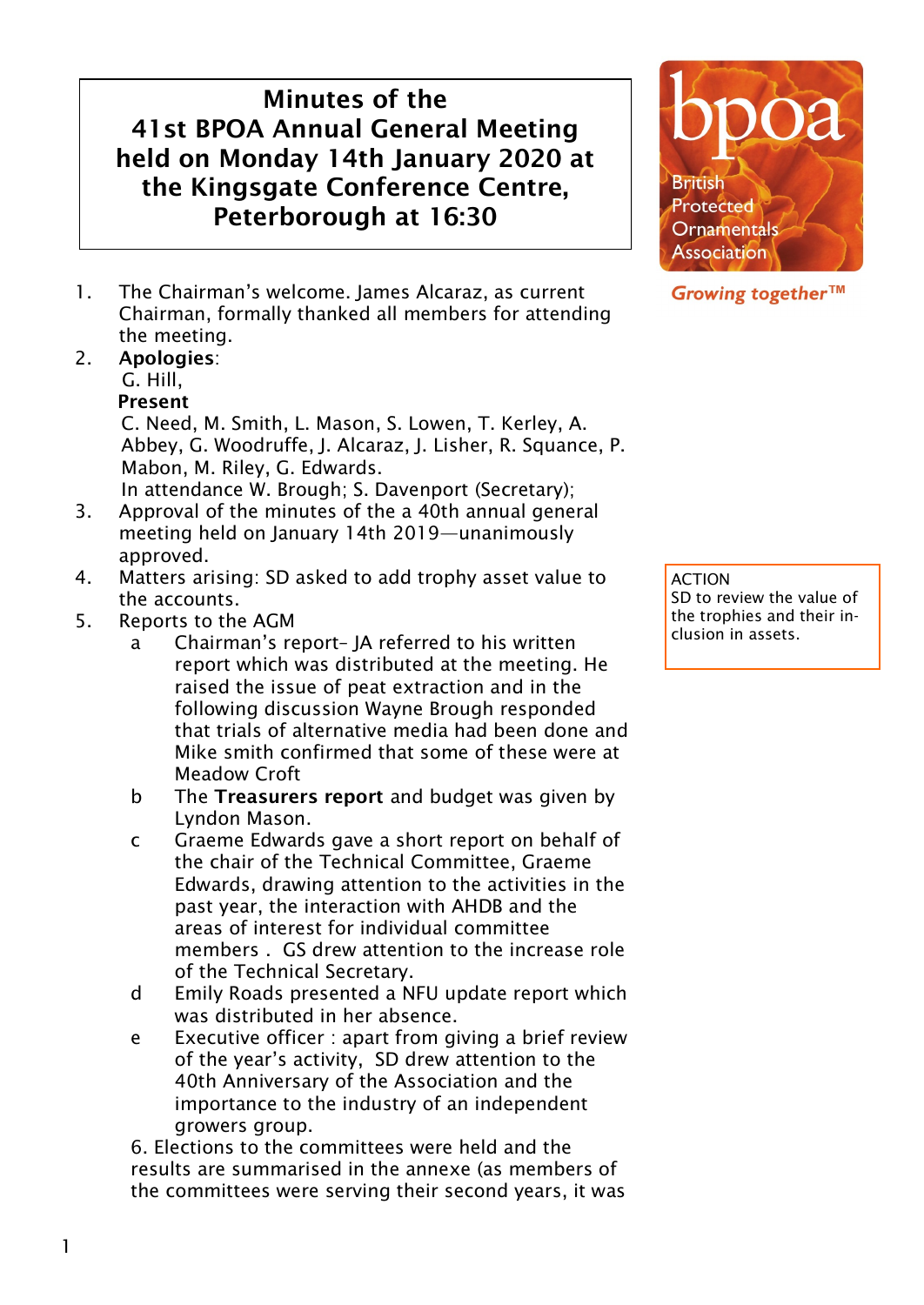# Minutes of the 41st BPOA Annual General Meeting held on Monday 14th January 2020 at the Kingsgate Conference Centre, Peterborough at 16:30

bpoa
British Protected Ornamentals Association

*Growing together™*

1. The Chairman's welcome. James Alcaraz, as current Chairman, formally thanked all members for attending the meeting.
2. **Apologies**:
   G. Hill,
   **Present**
   C. Need, M. Smith, L. Mason, S. Lowen, T. Kerley, A. Abbey, G. Woodruffe, J. Alcaraz, J. Lisher, R. Squance, P. Mabon, M. Riley, G. Edwards.
   In attendance W. Brough; S. Davenport (Secretary);
3. Approval of the minutes of the a 40th annual general meeting held on January 14th 2019—unanimously approved.
4. Matters arising: SD asked to add trophy asset value to the accounts.

   > ACTION
   > SD to review the value of the trophies and their inclusion in assets.

5. Reports to the AGM
   a. Chairman's report– JA referred to his written report which was distributed at the meeting. He raised the issue of peat extraction and in the following discussion Wayne Brough responded that trials of alternative media had been done and Mike smith confirmed that some of these were at Meadow Croft
   b. The **Treasurers report** and budget was given by Lyndon Mason.
   c. Graeme Edwards gave a short report on behalf of the chair of the Technical Committee, Graeme Edwards, drawing attention to the activities in the past year, the interaction with AHDB and the areas of interest for individual committee members . GS drew attention to the increase role of the Technical Secretary.
   d. Emily Roads presented a NFU update report which was distributed in her absence.
   e. Executive officer : apart from giving a brief review of the year's activity, SD drew attention to the 40th Anniversary of the Association and the importance to the industry of an independent growers group.

6. Elections to the committees were held and the results are summarised in the annexe (as members of the committees were serving their second years, it was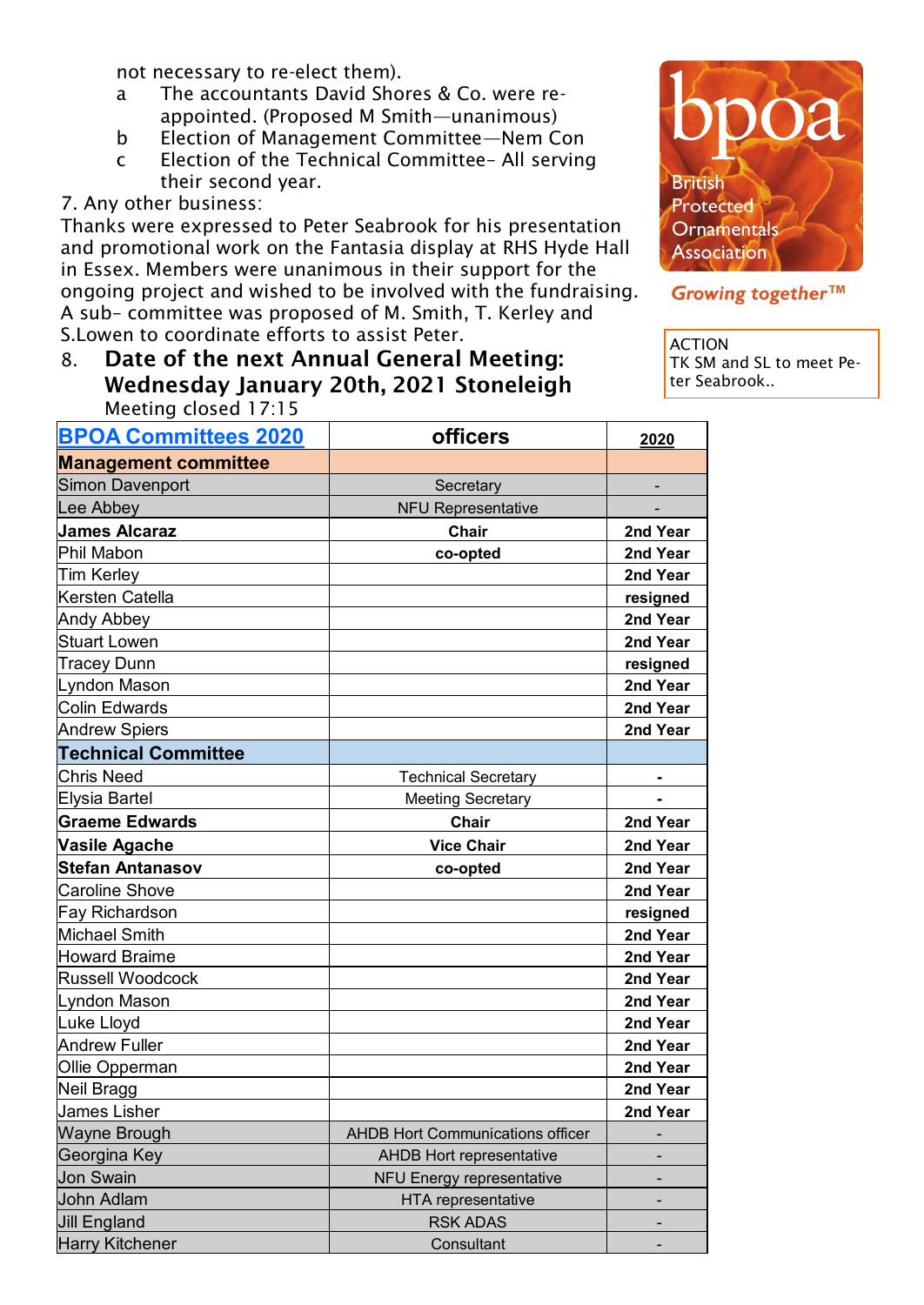not necessary to re-elect them).

a The accountants David Shores & Co. were re-appointed. (Proposed M Smith—unanimous)

b Election of Management Committee—Nem Con

c Election of the Technical Committee– All serving their second year.

7. Any other business:

Thanks were expressed to Peter Seabrook for his presentation and promotional work on the Fantasia display at RHS Hyde Hall in Essex. Members were unanimous in their support for the ongoing project and wished to be involved with the fundraising. A sub– committee was proposed of M. Smith, T. Kerley and S.Lowen to coordinate efforts to assist Peter.

bpoa
British Protected Ornamentals Association

*Growing together™*

ACTION
TK SM and SL to meet Peter Seabrook..

8. **Date of the next Annual General Meeting: Wednesday January 20th, 2021 Stoneleigh**

Meeting closed 17:15

| BPOA Committees 2020 | officers | 2020 |
|---|---|---|
| **Management committee** | | |
| Simon Davenport | Secretary | - |
| Lee Abbey | NFU Representative | - |
| **James Alcaraz** | **Chair** | **2nd Year** |
| Phil Mabon | **co-opted** | **2nd Year** |
| Tim Kerley | | **2nd Year** |
| Kersten Catella | | **resigned** |
| Andy Abbey | | **2nd Year** |
| Stuart Lowen | | **2nd Year** |
| Tracey Dunn | | **resigned** |
| Lyndon Mason | | **2nd Year** |
| Colin Edwards | | **2nd Year** |
| Andrew Spiers | | **2nd Year** |
| **Technical Committee** | | |
| Chris Need | Technical Secretary | - |
| Elysia Bartel | Meeting Secretary | - |
| **Graeme Edwards** | **Chair** | **2nd Year** |
| **Vasile Agache** | **Vice Chair** | **2nd Year** |
| **Stefan Antanasov** | **co-opted** | **2nd Year** |
| Caroline Shove | | **2nd Year** |
| Fay Richardson | | **resigned** |
| Michael Smith | | **2nd Year** |
| Howard Braime | | **2nd Year** |
| Russell Woodcock | | **2nd Year** |
| Lyndon Mason | | **2nd Year** |
| Luke Lloyd | | **2nd Year** |
| Andrew Fuller | | **2nd Year** |
| Ollie Opperman | | **2nd Year** |
| Neil Bragg | | **2nd Year** |
| James Lisher | | **2nd Year** |
| Wayne Brough | AHDB Hort Communications officer | - |
| Georgina Key | AHDB Hort representative | - |
| Jon Swain | NFU Energy representative | - |
| John Adlam | HTA representative | - |
| Jill England | RSK ADAS | - |
| Harry Kitchener | Consultant | - |